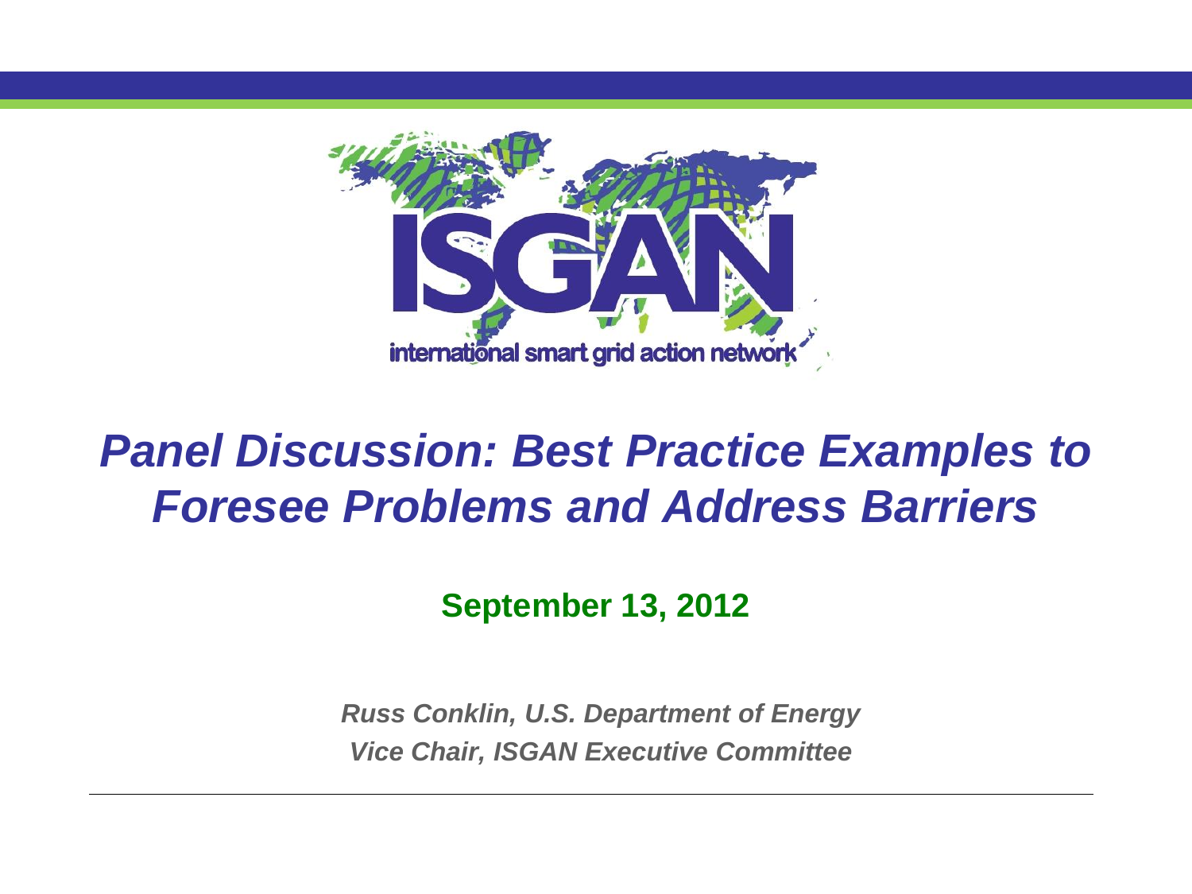ISGAN

international smart grid action network

# *Panel Discussion: Best Practice Examples to Foresee Problems and Address Barriers*

**September 13, 2012**

***Russ Conklin, U.S. Department of Energy***

***Vice Chair, ISGAN Executive Committee***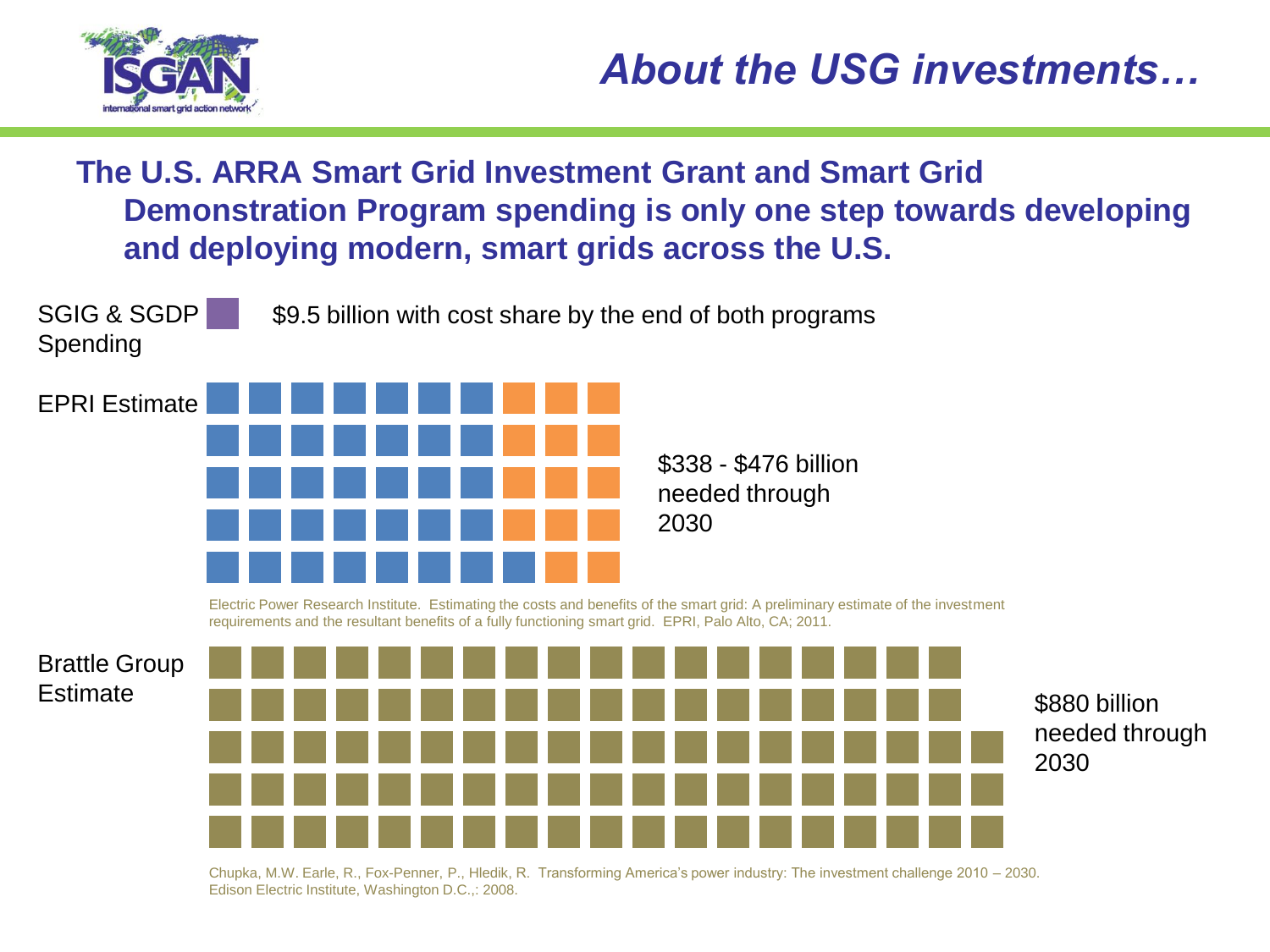# About the USG investments…

**The U.S. ARRA Smart Grid Investment Grant and Smart Grid Demonstration Program spending is only one step towards developing and deploying modern, smart grids across the U.S.**

SGIG & SGDP Spending — $9.5 billion with cost share by the end of both programs

EPRI Estimate — $338 - $476 billion needed through 2030

Electric Power Research Institute. Estimating the costs and benefits of the smart grid: A preliminary estimate of the investment requirements and the resultant benefits of a fully functioning smart grid. EPRI, Palo Alto, CA; 2011.

Brattle Group Estimate — $880 billion needed through 2030

Chupka, M.W. Earle, R., Fox-Penner, P., Hledik, R. Transforming America's power industry: The investment challenge 2010 – 2030. Edison Electric Institute, Washington D.C.,: 2008.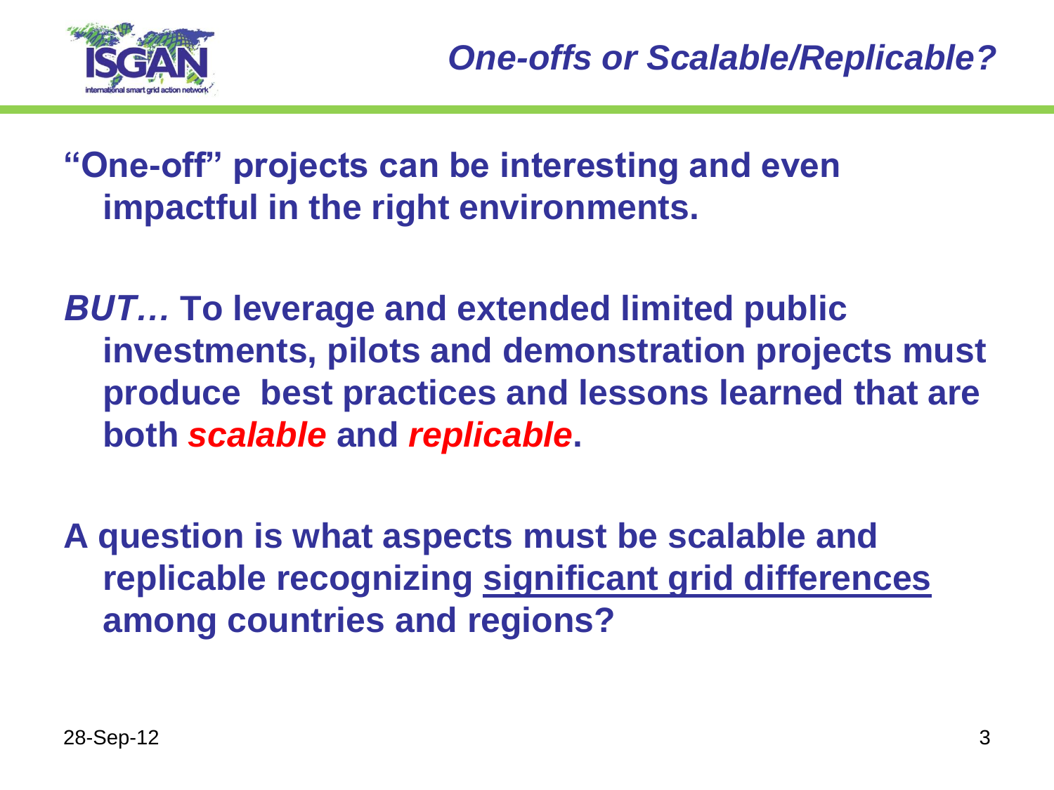## *One-offs or Scalable/Replicable?*

**"One-off" projects can be interesting and even impactful in the right environments.**

***BUT…*** **To leverage and extended limited public investments, pilots and demonstration projects must produce best practices and lessons learned that are both *scalable* and *replicable*.**

**A question is what aspects must be scalable and replicable recognizing <u>significant grid differences</u> among countries and regions?**

28-Sep-12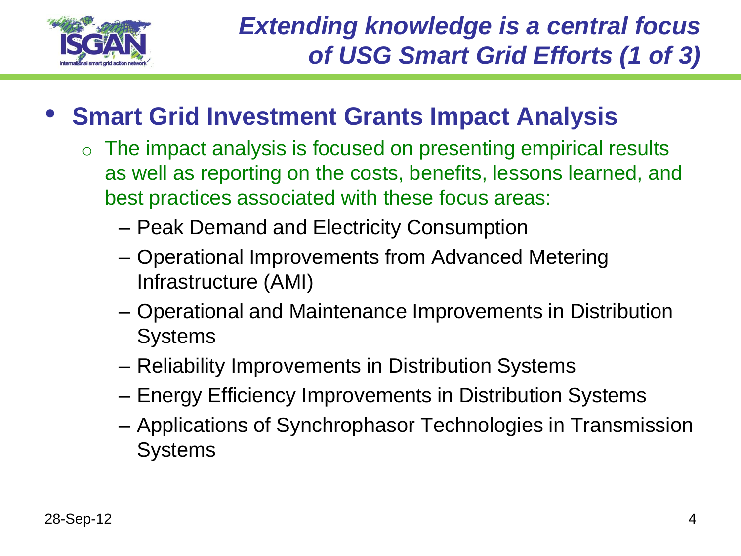# Extending knowledge is a central focus of USG Smart Grid Efforts (1 of 3)

- **Smart Grid Investment Grants Impact Analysis**
  - The impact analysis is focused on presenting empirical results as well as reporting on the costs, benefits, lessons learned, and best practices associated with these focus areas:
    - Peak Demand and Electricity Consumption
    - Operational Improvements from Advanced Metering Infrastructure (AMI)
    - Operational and Maintenance Improvements in Distribution Systems
    - Reliability Improvements in Distribution Systems
    - Energy Efficiency Improvements in Distribution Systems
    - Applications of Synchrophasor Technologies in Transmission Systems

28-Sep-12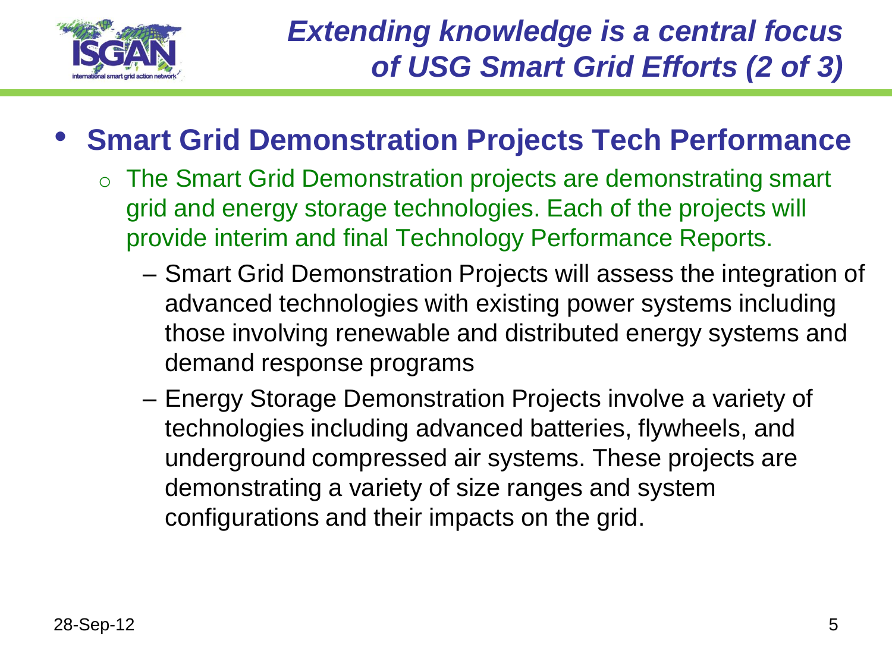# *Extending knowledge is a central focus of USG Smart Grid Efforts (2 of 3)*

- **Smart Grid Demonstration Projects Tech Performance**
  - The Smart Grid Demonstration projects are demonstrating smart grid and energy storage technologies. Each of the projects will provide interim and final Technology Performance Reports.
    - Smart Grid Demonstration Projects will assess the integration of advanced technologies with existing power systems including those involving renewable and distributed energy systems and demand response programs
    - Energy Storage Demonstration Projects involve a variety of technologies including advanced batteries, flywheels, and underground compressed air systems. These projects are demonstrating a variety of size ranges and system configurations and their impacts on the grid.

28-Sep-12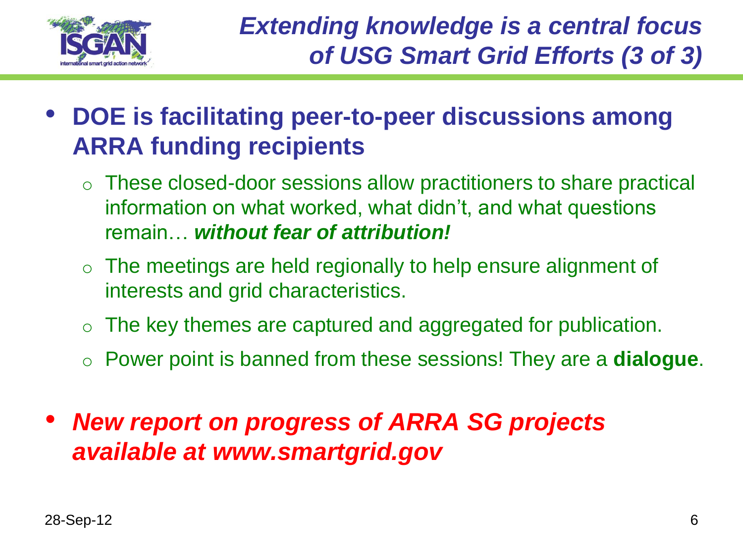# *Extending knowledge is a central focus of USG Smart Grid Efforts (3 of 3)*

- **DOE is facilitating peer-to-peer discussions among ARRA funding recipients**
  - These closed-door sessions allow practitioners to share practical information on what worked, what didn't, and what questions remain… ***without fear of attribution!***
  - The meetings are held regionally to help ensure alignment of interests and grid characteristics.
  - The key themes are captured and aggregated for publication.
  - Power point is banned from these sessions! They are a **dialogue**.

- ***New report on progress of ARRA SG projects available at www.smartgrid.gov***

28-Sep-12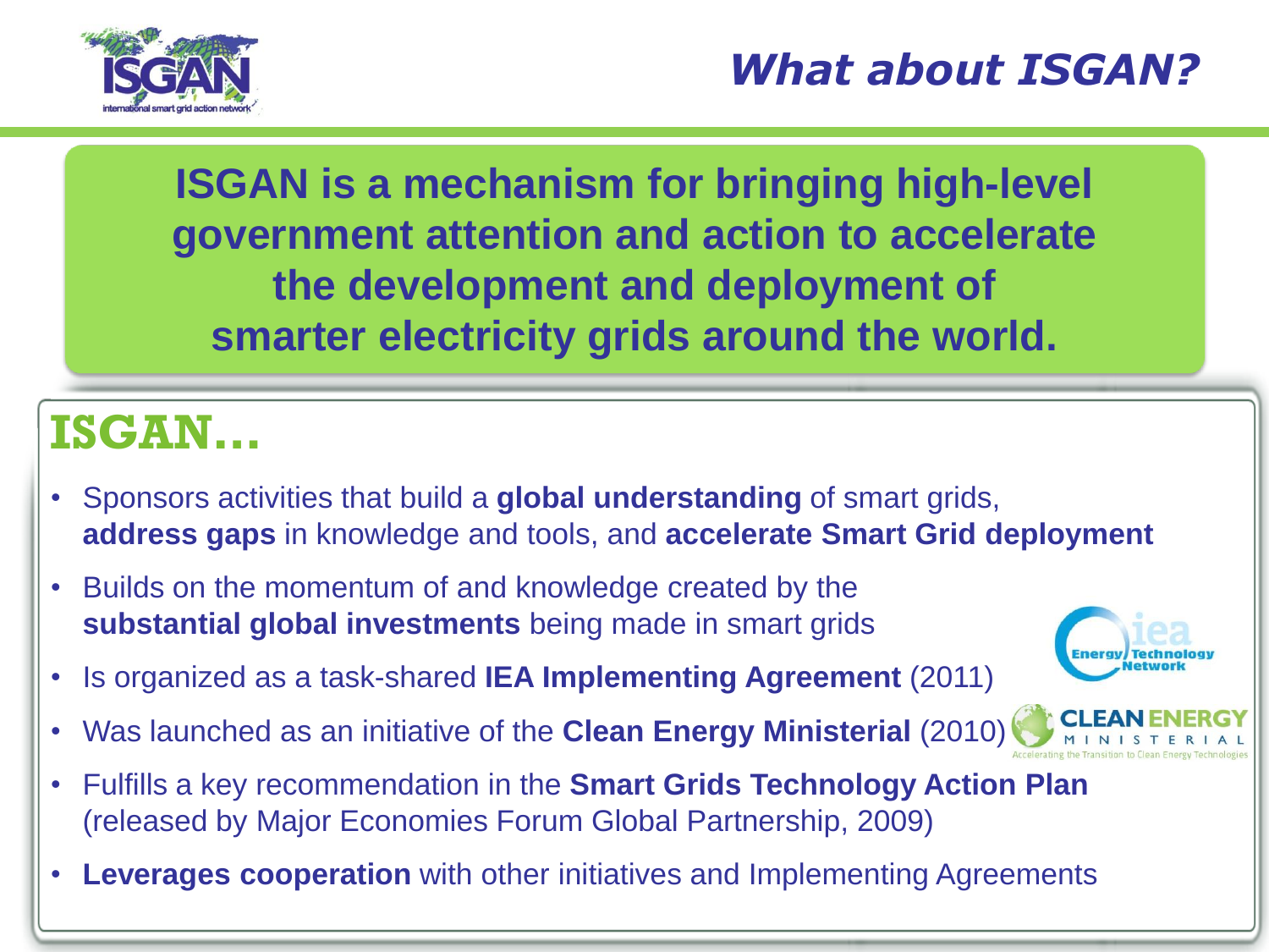# What about ISGAN?

**ISGAN is a mechanism for bringing high-level government attention and action to accelerate the development and deployment of smarter electricity grids around the world.**

## ISGAN…

- Sponsors activities that build a **global understanding** of smart grids, **address gaps** in knowledge and tools, and **accelerate Smart Grid deployment**
- Builds on the momentum of and knowledge created by the **substantial global investments** being made in smart grids
- Is organized as a task-shared **IEA Implementing Agreement** (2011)
- Was launched as an initiative of the **Clean Energy Ministerial** (2010)
- Fulfills a key recommendation in the **Smart Grids Technology Action Plan** (released by Major Economies Forum Global Partnership, 2009)
- **Leverages cooperation** with other initiatives and Implementing Agreements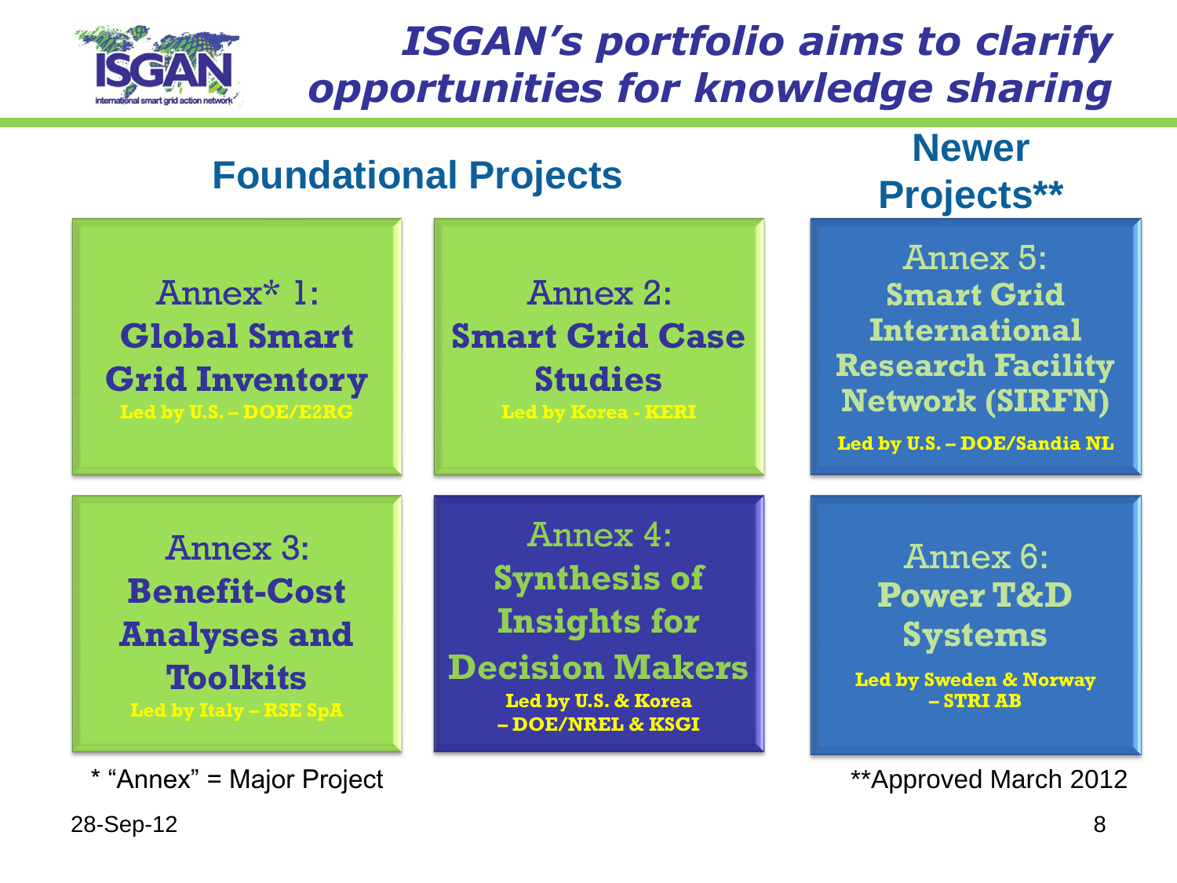# ISGAN's portfolio aims to clarify opportunities for knowledge sharing

## Foundational Projects

**Annex* 1: Global Smart Grid Inventory**
Led by U.S. – DOE/E2RG

**Annex 2: Smart Grid Case Studies**
Led by Korea - KERI

**Annex 3: Benefit-Cost Analyses and Toolkits**
Led by Italy – RSE SpA

**Annex 4: Synthesis of Insights for Decision Makers**
Led by U.S. & Korea – DOE/NREL & KSGI

## Newer Projects**

**Annex 5: Smart Grid International Research Facility Network (SIRFN)**
Led by U.S. – DOE/Sandia NL

**Annex 6: Power T&D Systems**
Led by Sweden & Norway – STRI AB

* "Annex" = Major Project

**Approved March 2012

28-Sep-12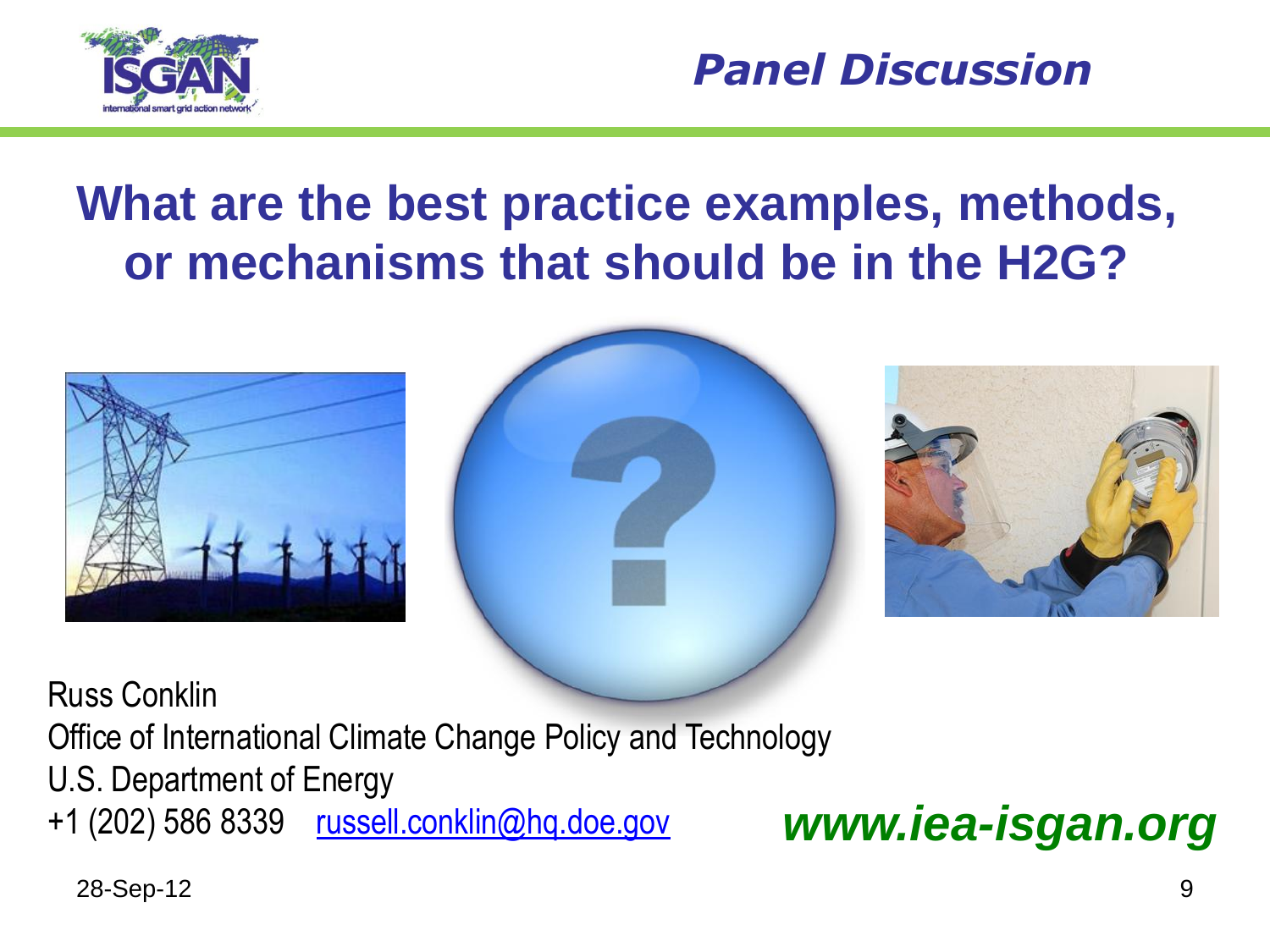*Panel Discussion*

# What are the best practice examples, methods, or mechanisms that should be in the H2G?

Russ Conklin
Office of International Climate Change Policy and Technology
U.S. Department of Energy
+1 (202) 586 8339 russell.conklin@hq.doe.gov

***www.iea-isgan.org***

28-Sep-12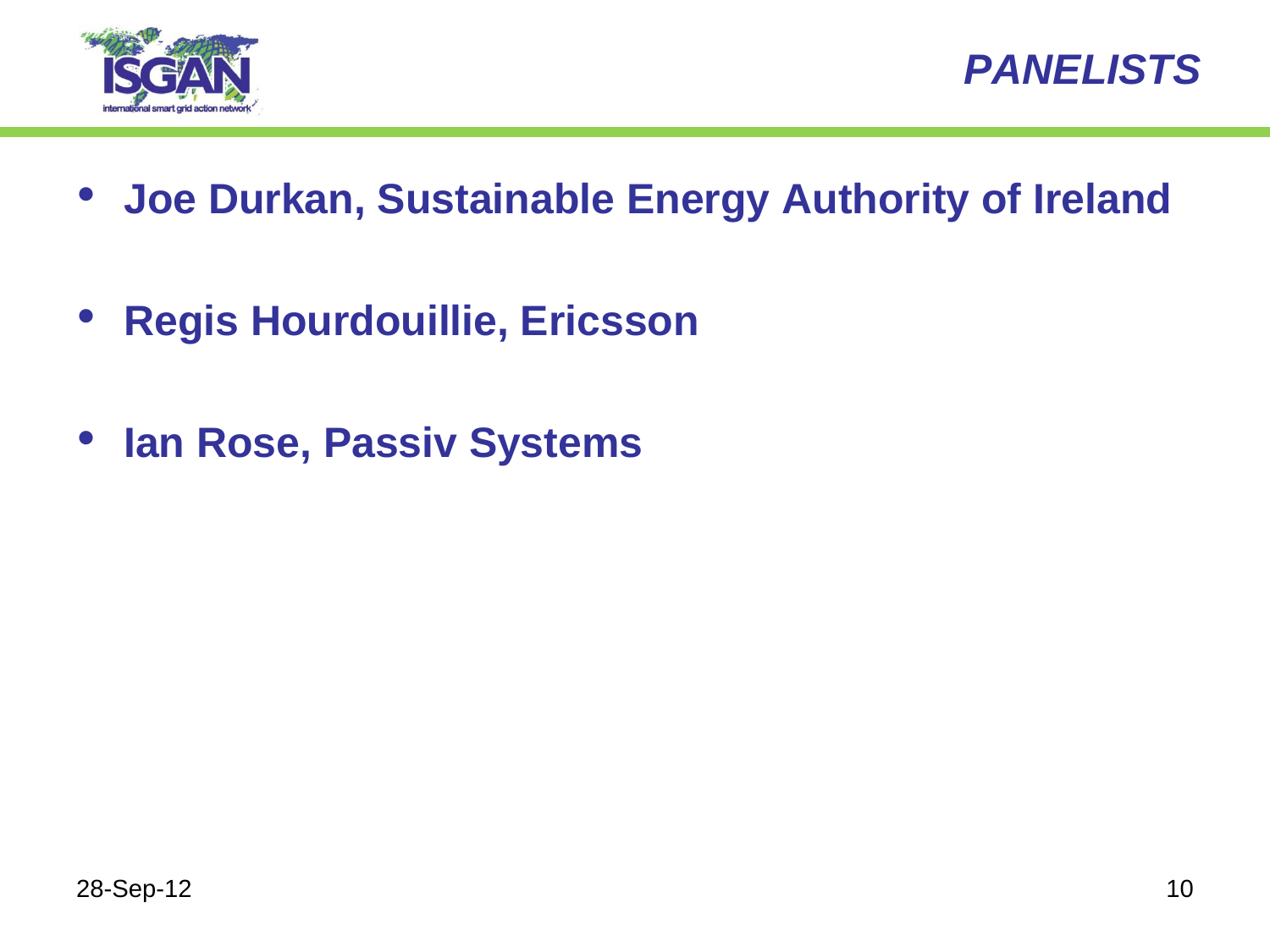# PANELISTS

- **Joe Durkan, Sustainable Energy Authority of Ireland**
- **Regis Hourdouillie, Ericsson**
- **Ian Rose, Passiv Systems**